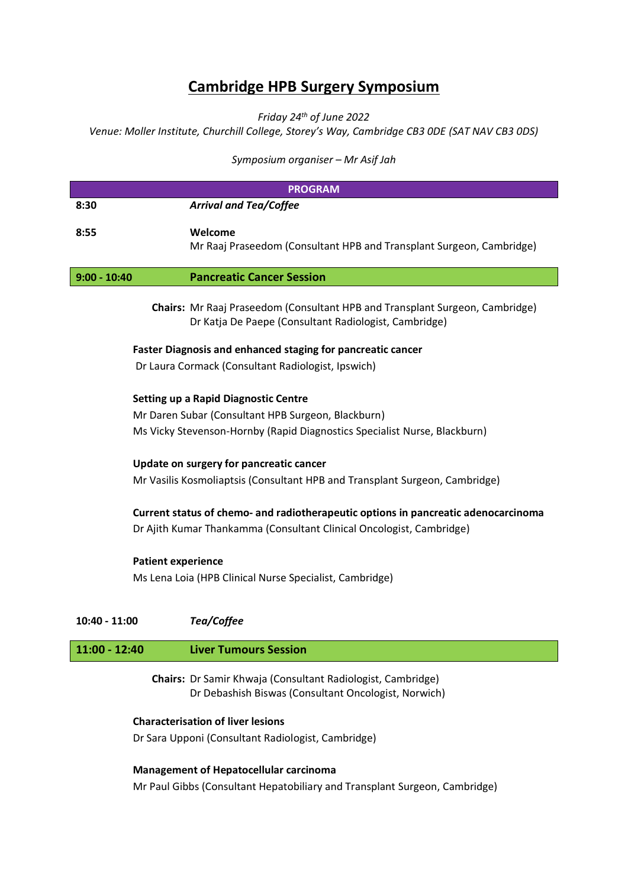# Cambridge HPB Surgery Symposium

*Friday 24th of June 2022*

*Venue: Moller Institute, Churchill College, Storey's Way, Cambridge CB3 0DE (SAT NAV CB3 0DS)*

*Symposium organiser – Mr Asif Jah*

## PROGRAM

**8:30** — ***Arrival and Tea/Coffee***

**8:55** — **Welcome**
Mr Raaj Praseedom (Consultant HPB and Transplant Surgeon, Cambridge)

### 9:00 - 10:40 — Pancreatic Cancer Session

**Chairs:** Mr Raaj Praseedom (Consultant HPB and Transplant Surgeon, Cambridge)
Dr Katja De Paepe (Consultant Radiologist, Cambridge)

**Faster Diagnosis and enhanced staging for pancreatic cancer**
Dr Laura Cormack (Consultant Radiologist, Ipswich)

**Setting up a Rapid Diagnostic Centre**
Mr Daren Subar (Consultant HPB Surgeon, Blackburn)
Ms Vicky Stevenson-Hornby (Rapid Diagnostics Specialist Nurse, Blackburn)

**Update on surgery for pancreatic cancer**
Mr Vasilis Kosmoliaptsis (Consultant HPB and Transplant Surgeon, Cambridge)

**Current status of chemo- and radiotherapeutic options in pancreatic adenocarcinoma**
Dr Ajith Kumar Thankamma (Consultant Clinical Oncologist, Cambridge)

**Patient experience**
Ms Lena Loia (HPB Clinical Nurse Specialist, Cambridge)

**10:40 - 11:00** — ***Tea/Coffee***

### 11:00 - 12:40 — Liver Tumours Session

**Chairs:** Dr Samir Khwaja (Consultant Radiologist, Cambridge)
Dr Debashish Biswas (Consultant Oncologist, Norwich)

**Characterisation of liver lesions**
Dr Sara Upponi (Consultant Radiologist, Cambridge)

**Management of Hepatocellular carcinoma**
Mr Paul Gibbs (Consultant Hepatobiliary and Transplant Surgeon, Cambridge)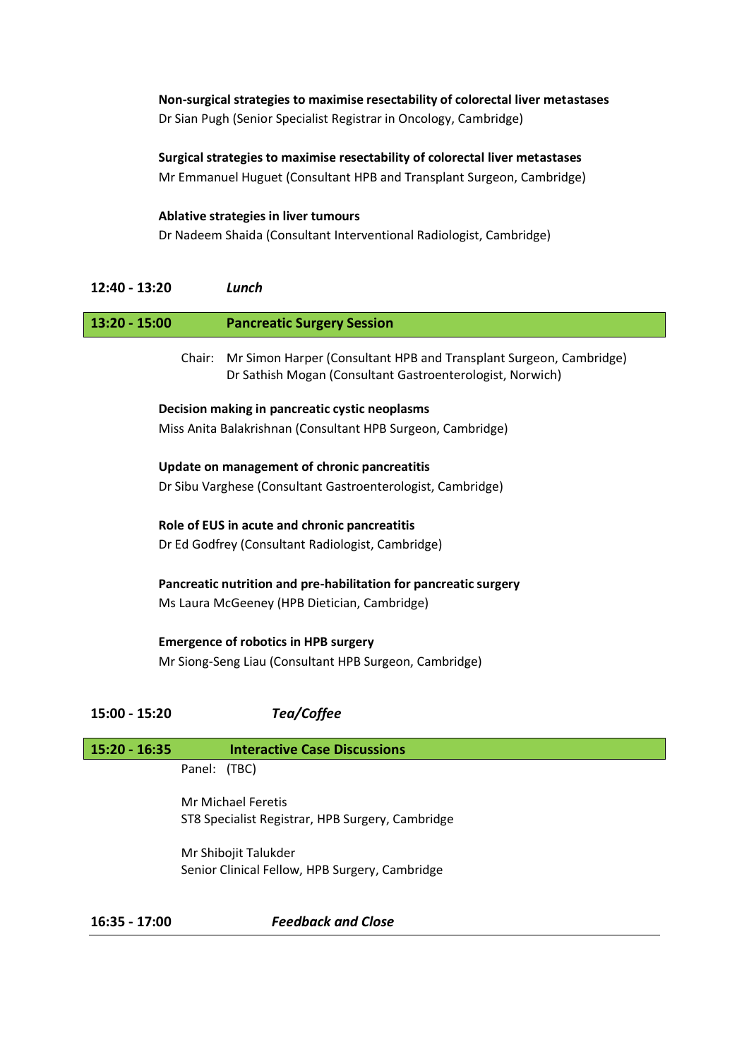**Non-surgical strategies to maximise resectability of colorectal liver metastases**
Dr Sian Pugh (Senior Specialist Registrar in Oncology, Cambridge)

**Surgical strategies to maximise resectability of colorectal liver metastases**
Mr Emmanuel Huguet (Consultant HPB and Transplant Surgeon, Cambridge)

**Ablative strategies in liver tumours**
Dr Nadeem Shaida (Consultant Interventional Radiologist, Cambridge)

**12:40 - 13:20** ***Lunch***

## 13:20 - 15:00 Pancreatic Surgery Session

Chair: Mr Simon Harper (Consultant HPB and Transplant Surgeon, Cambridge)
Dr Sathish Mogan (Consultant Gastroenterologist, Norwich)

**Decision making in pancreatic cystic neoplasms**
Miss Anita Balakrishnan (Consultant HPB Surgeon, Cambridge)

**Update on management of chronic pancreatitis**
Dr Sibu Varghese (Consultant Gastroenterologist, Cambridge)

**Role of EUS in acute and chronic pancreatitis**
Dr Ed Godfrey (Consultant Radiologist, Cambridge)

**Pancreatic nutrition and pre-habilitation for pancreatic surgery**
Ms Laura McGeeney (HPB Dietician, Cambridge)

**Emergence of robotics in HPB surgery**
Mr Siong-Seng Liau (Consultant HPB Surgeon, Cambridge)

**15:00 - 15:20** ***Tea/Coffee***

## 15:20 - 16:35 Interactive Case Discussions

Panel: (TBC)

Mr Michael Feretis
ST8 Specialist Registrar, HPB Surgery, Cambridge

Mr Shibojit Talukder
Senior Clinical Fellow, HPB Surgery, Cambridge

**16:35 - 17:00** ***Feedback and Close***